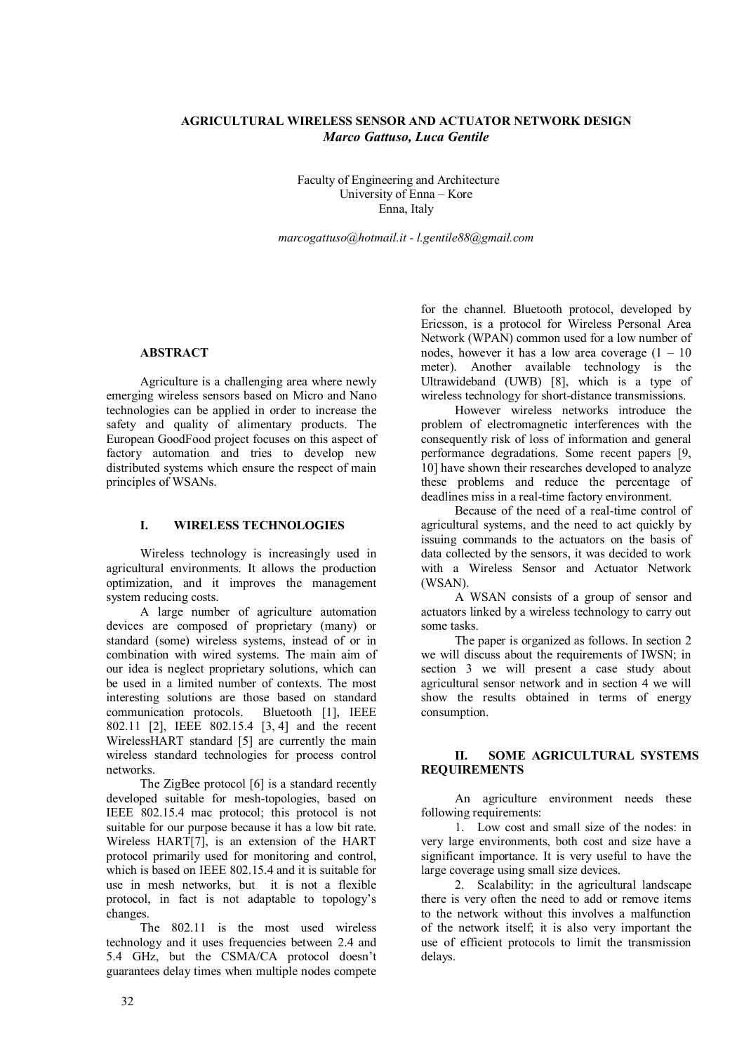# AGRICULTURAL WIRELESS SENSOR AND ACTUATOR NETWORK DESIGN

***Marco Gattuso, Luca Gentile***

Faculty of Engineering and Architecture
University of Enna – Kore
Enna, Italy

*marcogattuso@hotmail.it - l.gentile88@gmail.com*

## ABSTRACT

Agriculture is a challenging area where newly emerging wireless sensors based on Micro and Nano technologies can be applied in order to increase the safety and quality of alimentary products. The European GoodFood project focuses on this aspect of factory automation and tries to develop new distributed systems which ensure the respect of main principles of WSANs.

## I. WIRELESS TECHNOLOGIES

Wireless technology is increasingly used in agricultural environments. It allows the production optimization, and it improves the management system reducing costs.

A large number of agriculture automation devices are composed of proprietary (many) or standard (some) wireless systems, instead of or in combination with wired systems. The main aim of our idea is neglect proprietary solutions, which can be used in a limited number of contexts. The most interesting solutions are those based on standard communication protocols. Bluetooth [1], IEEE 802.11 [2], IEEE 802.15.4 [3, 4] and the recent WirelessHART standard [5] are currently the main wireless standard technologies for process control networks.

The ZigBee protocol [6] is a standard recently developed suitable for mesh-topologies, based on IEEE 802.15.4 mac protocol; this protocol is not suitable for our purpose because it has a low bit rate. Wireless HART[7], is an extension of the HART protocol primarily used for monitoring and control, which is based on IEEE 802.15.4 and it is suitable for use in mesh networks, but it is not a flexible protocol, in fact is not adaptable to topology's changes.

The 802.11 is the most used wireless technology and it uses frequencies between 2.4 and 5.4 GHz, but the CSMA/CA protocol doesn't guarantees delay times when multiple nodes compete for the channel. Bluetooth protocol, developed by Ericsson, is a protocol for Wireless Personal Area Network (WPAN) common used for a low number of nodes, however it has a low area coverage (1 – 10 meter). Another available technology is the Ultrawideband (UWB) [8], which is a type of wireless technology for short-distance transmissions.

However wireless networks introduce the problem of electromagnetic interferences with the consequently risk of loss of information and general performance degradations. Some recent papers [9, 10] have shown their researches developed to analyze these problems and reduce the percentage of deadlines miss in a real-time factory environment.

Because of the need of a real-time control of agricultural systems, and the need to act quickly by issuing commands to the actuators on the basis of data collected by the sensors, it was decided to work with a Wireless Sensor and Actuator Network (WSAN).

A WSAN consists of a group of sensor and actuators linked by a wireless technology to carry out some tasks.

The paper is organized as follows. In section 2 we will discuss about the requirements of IWSN; in section 3 we will present a case study about agricultural sensor network and in section 4 we will show the results obtained in terms of energy consumption.

## II. SOME AGRICULTURAL SYSTEMS REQUIREMENTS

An agriculture environment needs these following requirements:

1. Low cost and small size of the nodes: in very large environments, both cost and size have a significant importance. It is very useful to have the large coverage using small size devices.
2. Scalability: in the agricultural landscape there is very often the need to add or remove items to the network without this involves a malfunction of the network itself; it is also very important the use of efficient protocols to limit the transmission delays.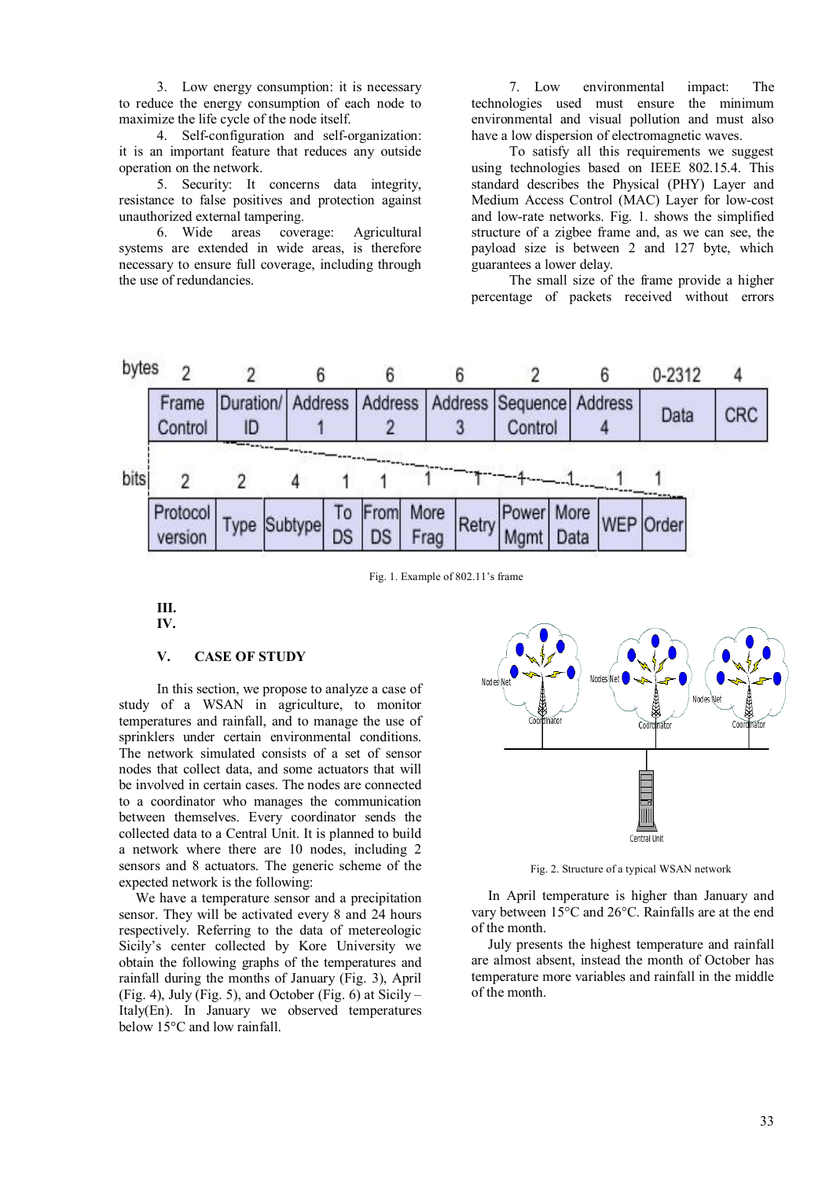3. Low energy consumption: it is necessary to reduce the energy consumption of each node to maximize the life cycle of the node itself.

4. Self-configuration and self-organization: it is an important feature that reduces any outside operation on the network.

5. Security: It concerns data integrity, resistance to false positives and protection against unauthorized external tampering.

6. Wide areas coverage: Agricultural systems are extended in wide areas, is therefore necessary to ensure full coverage, including through the use of redundancies.

7. Low environmental impact: The technologies used must ensure the minimum environmental and visual pollution and must also have a low dispersion of electromagnetic waves.

To satisfy all this requirements we suggest using technologies based on IEEE 802.15.4. This standard describes the Physical (PHY) Layer and Medium Access Control (MAC) Layer for low-cost and low-rate networks. Fig. 1. shows the simplified structure of a zigbee frame and, as we can see, the payload size is between 2 and 127 byte, which guarantees a lower delay.

The small size of the frame provide a higher percentage of packets received without errors

| bytes | 2 | 2 | 6 | 6 | 6 | 2 | 6 | 0-2312 | 4 |
|---|---|---|---|---|---|---|---|---|---|
| | Frame Control | Duration/ ID | Address 1 | Address 2 | Address 3 | Sequence Control | Address 4 | Data | CRC |

| bits | 2 | 2 | 4 | 1 | 1 | 1 | 1 | 1 | 1 | 1 | 1 |
|---|---|---|---|---|---|---|---|---|---|---|---|
| | Protocol version | Type | Subtype | To DS | From DS | More Frag | Retry | Power Mgmt | More Data | WEP | Order |

Fig. 1. Example of 802.11's frame

### III.

### IV.

### V. CASE OF STUDY

In this section, we propose to analyze a case of study of a WSAN in agriculture, to monitor temperatures and rainfall, and to manage the use of sprinklers under certain environmental conditions. The network simulated consists of a set of sensor nodes that collect data, and some actuators that will be involved in certain cases. The nodes are connected to a coordinator who manages the communication between themselves. Every coordinator sends the collected data to a Central Unit. It is planned to build a network where there are 10 nodes, including 2 sensors and 8 actuators. The generic scheme of the expected network is the following:

Fig. 2. Structure of a typical WSAN network

We have a temperature sensor and a precipitation sensor. They will be activated every 8 and 24 hours respectively. Referring to the data of metereologic Sicily's center collected by Kore University we obtain the following graphs of the temperatures and rainfall during the months of January (Fig. 3), April (Fig. 4), July (Fig. 5), and October (Fig. 6) at Sicily – Italy(En). In January we observed temperatures below 15°C and low rainfall.

In April temperature is higher than January and vary between 15°C and 26°C. Rainfalls are at the end of the month.

July presents the highest temperature and rainfall are almost absent, instead the month of October has temperature more variables and rainfall in the middle of the month.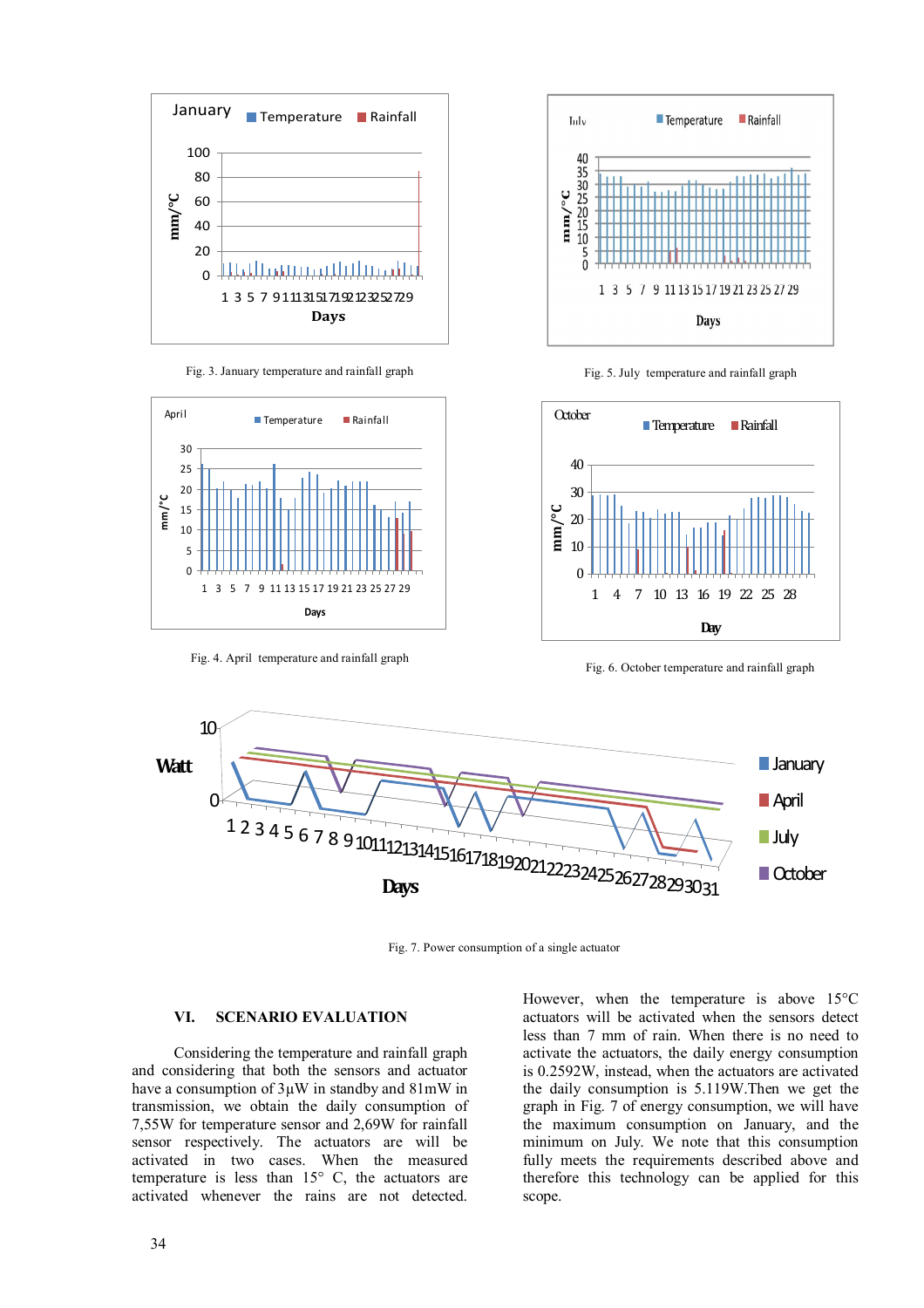Fig. 3. January temperature and rainfall graph

Fig. 5. July temperature and rainfall graph

Fig. 4. April temperature and rainfall graph

Fig. 6. October temperature and rainfall graph

Fig. 7. Power consumption of a single actuator

## VI. SCENARIO EVALUATION

Considering the temperature and rainfall graph and considering that both the sensors and actuator have a consumption of 3μW in standby and 81mW in transmission, we obtain the daily consumption of 7,55W for temperature sensor and 2,69W for rainfall sensor respectively. The actuators are will be activated in two cases. When the measured temperature is less than 15° C, the actuators are activated whenever the rains are not detected. However, when the temperature is above 15°C actuators will be activated when the sensors detect less than 7 mm of rain. When there is no need to activate the actuators, the daily energy consumption is 0.2592W, instead, when the actuators are activated the daily consumption is 5.119W.Then we get the graph in Fig. 7 of energy consumption, we will have the maximum consumption on January, and the minimum on July. We note that this consumption fully meets the requirements described above and therefore this technology can be applied for this scope.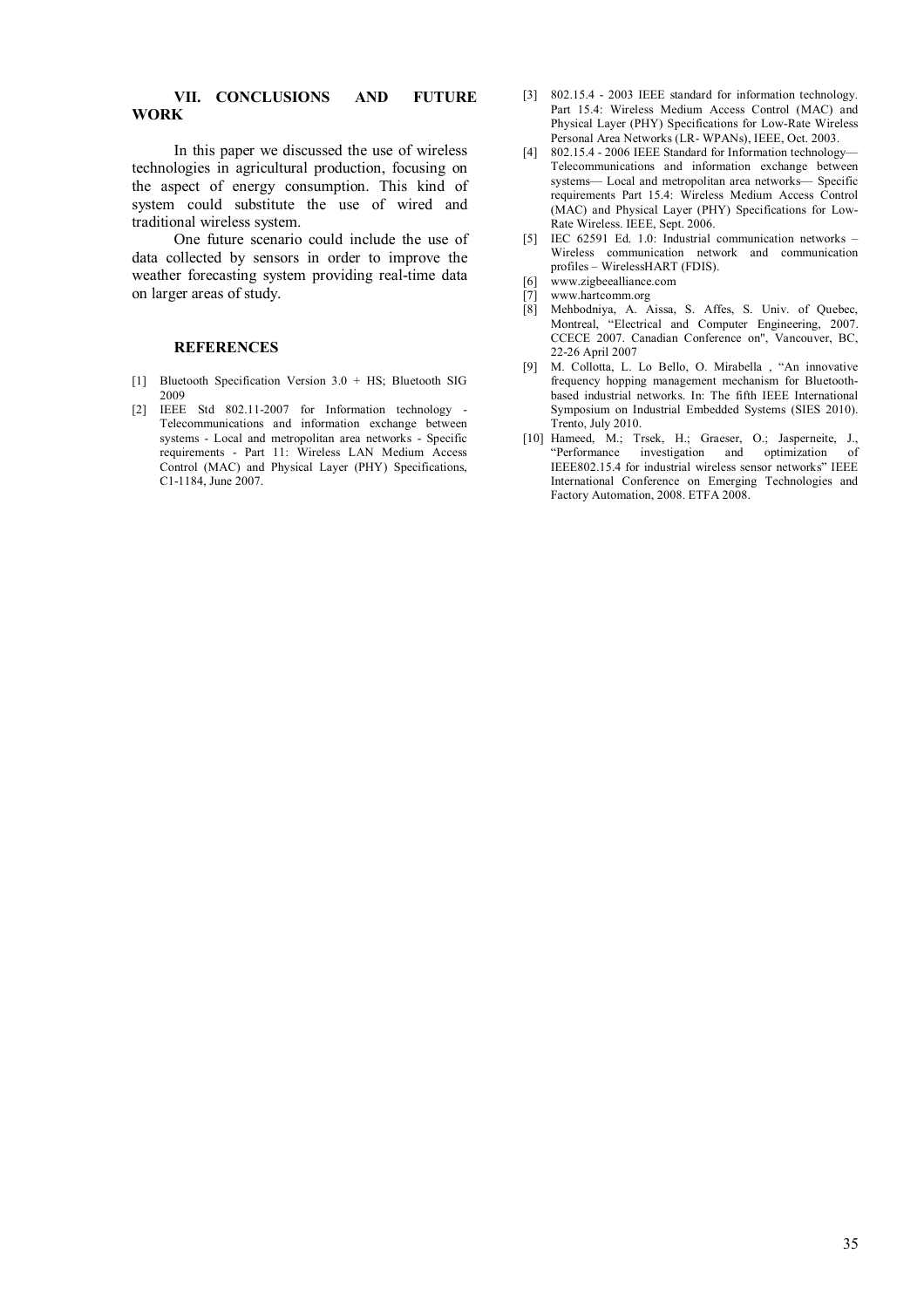## VII. CONCLUSIONS AND FUTURE WORK

In this paper we discussed the use of wireless technologies in agricultural production, focusing on the aspect of energy consumption. This kind of system could substitute the use of wired and traditional wireless system.

One future scenario could include the use of data collected by sensors in order to improve the weather forecasting system providing real-time data on larger areas of study.

## REFERENCES

[1] Bluetooth Specification Version 3.0 + HS; Bluetooth SIG 2009

[2] IEEE Std 802.11-2007 for Information technology - Telecommunications and information exchange between systems - Local and metropolitan area networks - Specific requirements - Part 11: Wireless LAN Medium Access Control (MAC) and Physical Layer (PHY) Specifications, C1-1184, June 2007.

[3] 802.15.4 - 2003 IEEE standard for information technology. Part 15.4: Wireless Medium Access Control (MAC) and Physical Layer (PHY) Specifications for Low-Rate Wireless Personal Area Networks (LR- WPANs), IEEE, Oct. 2003.

[4] 802.15.4 - 2006 IEEE Standard for Information technology— Telecommunications and information exchange between systems— Local and metropolitan area networks— Specific requirements Part 15.4: Wireless Medium Access Control (MAC) and Physical Layer (PHY) Specifications for Low-Rate Wireless. IEEE, Sept. 2006.

[5] IEC 62591 Ed. 1.0: Industrial communication networks – Wireless communication network and communication profiles – WirelessHART (FDIS).

[6] www.zigbeealliance.com

[7] www.hartcomm.org

[8] Mehbodniya, A. Aissa, S. Affes, S. Univ. of Quebec, Montreal, "Electrical and Computer Engineering, 2007. CCECE 2007. Canadian Conference on", Vancouver, BC, 22-26 April 2007

[9] M. Collotta, L. Lo Bello, O. Mirabella , "An innovative frequency hopping management mechanism for Bluetooth-based industrial networks. In: The fifth IEEE International Symposium on Industrial Embedded Systems (SIES 2010). Trento, July 2010.

[10] Hameed, M.; Trsek, H.; Graeser, O.; Jasperneite, J., "Performance investigation and optimization of IEEE802.15.4 for industrial wireless sensor networks" IEEE International Conference on Emerging Technologies and Factory Automation, 2008. ETFA 2008.